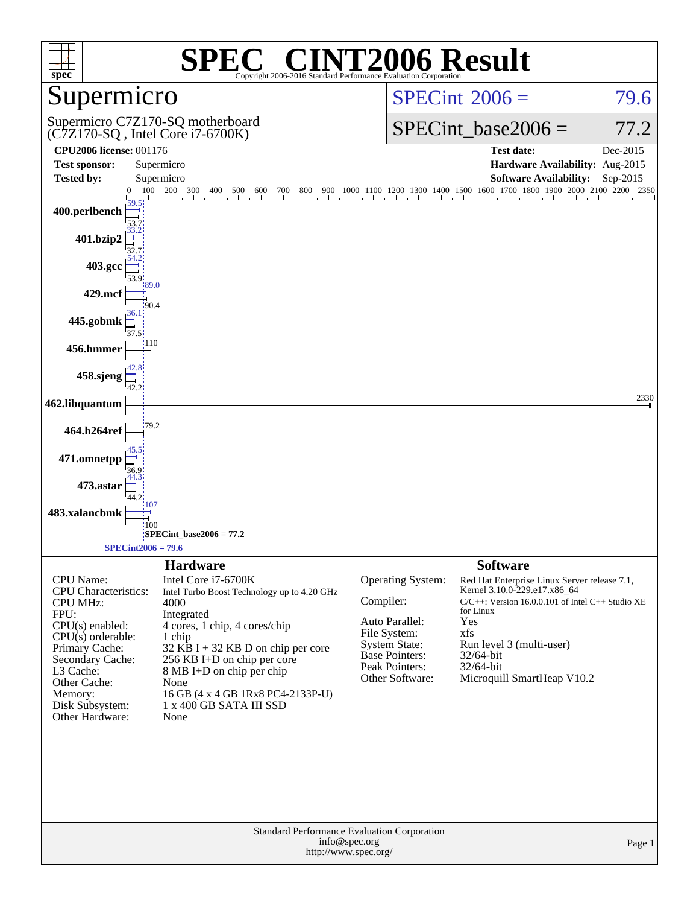# SPEC® CINT2006 Result

Copyright 2006-2016 Standard Performance Evaluation Corporation

## Supermicro

Supermicro C7Z170-SQ motherboard
(C7Z170-SQ , Intel Core i7-6700K)

SPECint 2006 = 79.6

SPECint_base2006 = 77.2

| | | | |
|---|---|---|---|
| **CPU2006 license:** | 001176 | **Test date:** | Dec-2015 |
| **Test sponsor:** | Supermicro | **Hardware Availability:** | Aug-2015 |
| **Tested by:** | Supermicro | **Software Availability:** | Sep-2015 |

| Benchmark | Peak | Base |
|---|---|---|
| 400.perlbench | 59.5 | 53.7 |
| 401.bzip2 | 33.2 | 32.7 |
| 403.gcc | 54.2 | 53.9 |
| 429.mcf | 89.0 | 90.4 |
| 445.gobmk | 36.1 | 37.5 |
| 456.hmmer | 110 | 110 |
| 458.sjeng | 42.8 | 42.2 |
| 462.libquantum | 2330 | 2330 |
| 464.h264ref | 79.2 | 79.2 |
| 471.omnetpp | 45.5 | 36.9 |
| 473.astar | 44.3 | 44.2 |
| 483.xalancbmk | 107 | 100 |

SPECint_base2006 = 77.2

SPECint2006 = 79.6

## Hardware

| | |
|---|---|
| CPU Name: | Intel Core i7-6700K |
| CPU Characteristics: | Intel Turbo Boost Technology up to 4.20 GHz |
| CPU MHz: | 4000 |
| FPU: | Integrated |
| CPU(s) enabled: | 4 cores, 1 chip, 4 cores/chip |
| CPU(s) orderable: | 1 chip |
| Primary Cache: | 32 KB I + 32 KB D on chip per core |
| Secondary Cache: | 256 KB I+D on chip per core |
| L3 Cache: | 8 MB I+D on chip per chip |
| Other Cache: | None |
| Memory: | 16 GB (4 x 4 GB 1Rx8 PC4-2133P-U) |
| Disk Subsystem: | 1 x 400 GB SATA III SSD |
| Other Hardware: | None |

## Software

| | |
|---|---|
| Operating System: | Red Hat Enterprise Linux Server release 7.1, Kernel 3.10.0-229.el7.x86_64 |
| Compiler: | C/C++: Version 16.0.0.101 of Intel C++ Studio XE for Linux |
| Auto Parallel: | Yes |
| File System: | xfs |
| System State: | Run level 3 (multi-user) |
| Base Pointers: | 32/64-bit |
| Peak Pointers: | 32/64-bit |
| Other Software: | Microquill SmartHeap V10.2 |

Standard Performance Evaluation Corporation
info@spec.org
http://www.spec.org/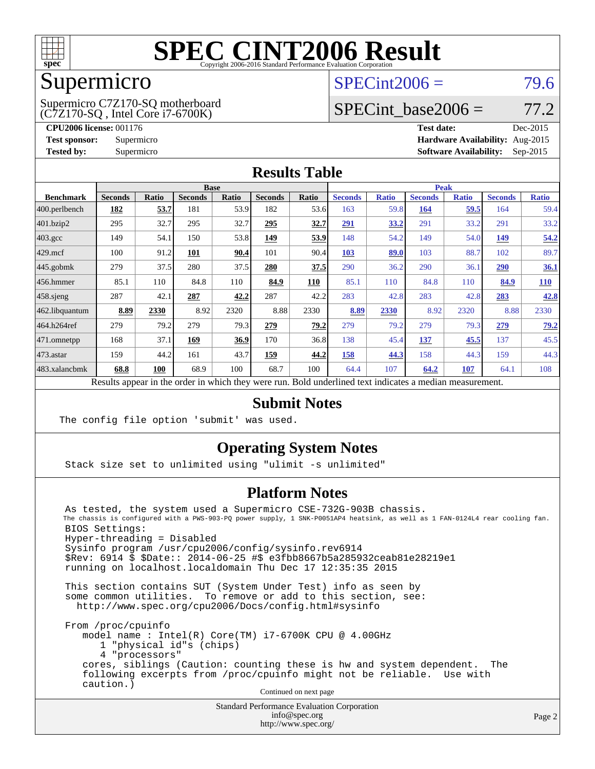# SPEC CINT2006 Result

Copyright 2006-2016 Standard Performance Evaluation Corporation

## Supermicro

Supermicro C7Z170-SQ motherboard
(C7Z170-SQ , Intel Core i7-6700K)

SPECint2006 = 79.6

SPECint_base2006 = 77.2

| | | | |
|---|---|---|---|
| **CPU2006 license:** 001176 | | **Test date:** | Dec-2015 |
| **Test sponsor:** | Supermicro | **Hardware Availability:** | Aug-2015 |
| **Tested by:** | Supermicro | **Software Availability:** | Sep-2015 |

## Results Table

| Benchmark | Base | | | | | | Peak | | | | | |
|---|---|---|---|---|---|---|---|---|---|---|---|---|
| | Seconds | Ratio | Seconds | Ratio | Seconds | Ratio | Seconds | Ratio | Seconds | Ratio | Seconds | Ratio |
| 400.perlbench | **182** | **53.7** | 181 | 53.9 | 182 | 53.6 | 163 | 59.8 | **164** | **59.5** | 164 | 59.4 |
| 401.bzip2 | 295 | 32.7 | 295 | 32.7 | **295** | **32.7** | **291** | **33.2** | 291 | 33.2 | 291 | 33.2 |
| 403.gcc | 149 | 54.1 | 150 | 53.8 | **149** | **53.9** | 148 | 54.2 | 149 | 54.0 | **149** | **54.2** |
| 429.mcf | 100 | 91.2 | **101** | **90.4** | 101 | 90.4 | **103** | **89.0** | 103 | 88.7 | 102 | 89.7 |
| 445.gobmk | 279 | 37.5 | 280 | 37.5 | **280** | **37.5** | 290 | 36.2 | 290 | 36.1 | **290** | **36.1** |
| 456.hmmer | 85.1 | 110 | 84.8 | 110 | **84.9** | **110** | 85.1 | 110 | 84.8 | 110 | **84.9** | **110** |
| 458.sjeng | 287 | 42.1 | **287** | **42.2** | 287 | 42.2 | 283 | 42.8 | 283 | 42.8 | **283** | **42.8** |
| 462.libquantum | **8.89** | **2330** | 8.92 | 2320 | 8.88 | 2330 | **8.89** | **2330** | 8.92 | 2320 | 8.88 | 2330 |
| 464.h264ref | 279 | 79.2 | 279 | 79.3 | **279** | **79.2** | 279 | 79.2 | 279 | 79.3 | **279** | **79.2** |
| 471.omnetpp | 168 | 37.1 | **169** | **36.9** | 170 | 36.8 | 138 | 45.4 | **137** | **45.5** | 137 | 45.5 |
| 473.astar | 159 | 44.2 | 161 | 43.7 | **159** | **44.2** | **158** | **44.3** | 158 | 44.3 | 159 | 44.3 |
| 483.xalancbmk | **68.8** | **100** | 68.9 | 100 | 68.7 | 100 | 64.4 | 107 | **64.2** | **107** | 64.1 | 108 |

Results appear in the order in which they were run. Bold underlined text indicates a median measurement.

## Submit Notes

```
The config file option 'submit' was used.
```

## Operating System Notes

```
Stack size set to unlimited using "ulimit -s unlimited"
```

## Platform Notes

```
As tested, the system used a Supermicro CSE-732G-903B chassis.
The chassis is configured with a PWS-903-PQ power supply, 1 SNK-P0051AP4 heatsink, as well as 1 FAN-0124L4 rear cooling fan.
BIOS Settings:
Hyper-threading = Disabled
Sysinfo program /usr/cpu2006/config/sysinfo.rev6914
$Rev: 6914 $ $Date:: 2014-06-25 #$ e3fbb8667b5a285932ceab81e28219e1
running on localhost.localdomain Thu Dec 17 12:35:35 2015

This section contains SUT (System Under Test) info as seen by
some common utilities.  To remove or add to this section, see:
  http://www.spec.org/cpu2006/Docs/config.html#sysinfo

From /proc/cpuinfo
   model name : Intel(R) Core(TM) i7-6700K CPU @ 4.00GHz
      1 "physical id"s (chips)
      4 "processors"
   cores, siblings (Caution: counting these is hw and system dependent.  The
   following excerpts from /proc/cpuinfo might not be reliable.  Use with
   caution.)
```

Continued on next page

Standard Performance Evaluation Corporation
info@spec.org
http://www.spec.org/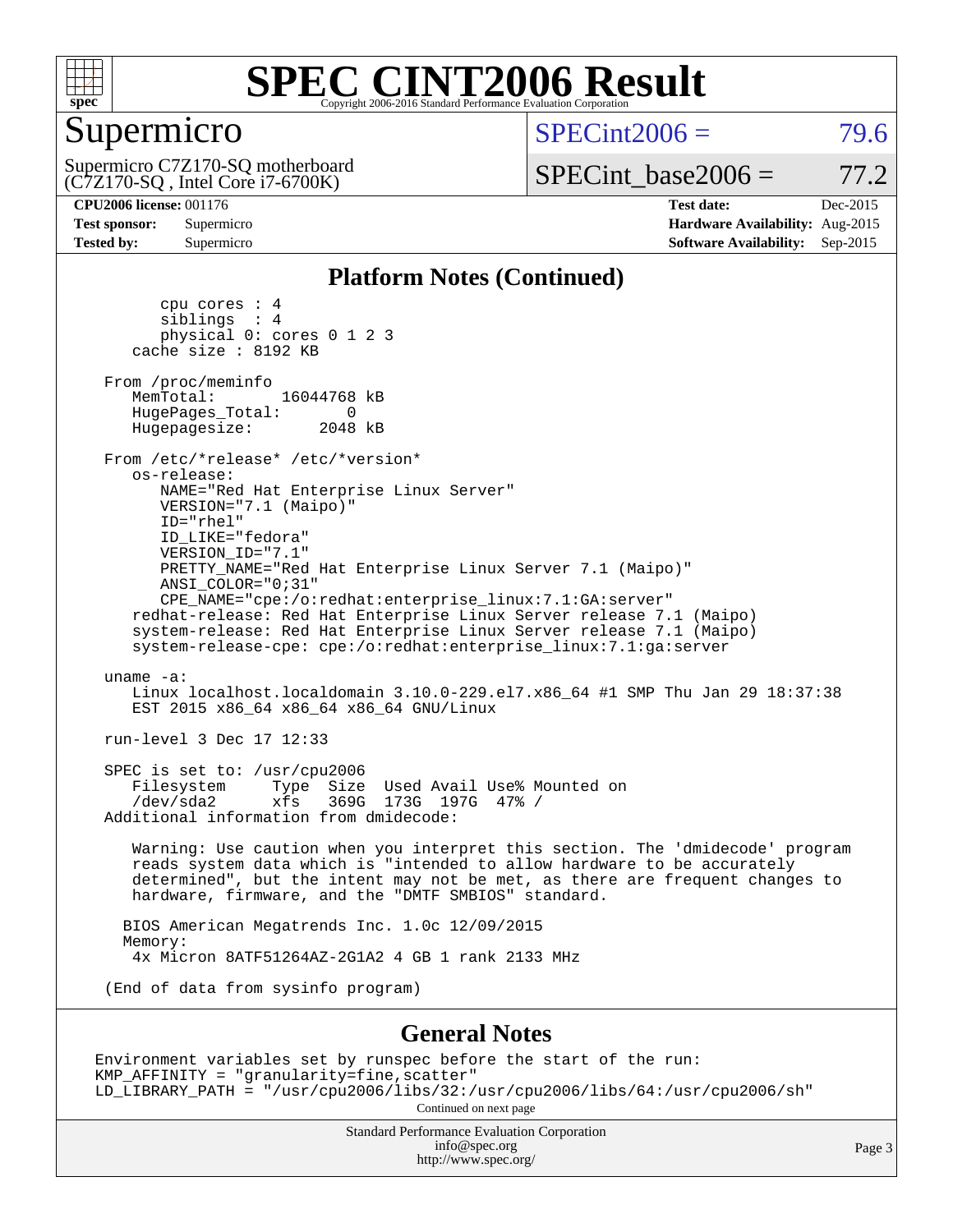# SPEC CINT2006 Result

## Supermicro

Supermicro C7Z170-SQ motherboard (C7Z170-SQ , Intel Core i7-6700K)

SPECint2006 = 79.6

SPECint_base2006 = 77.2

**CPU2006 license:** 001176
**Test sponsor:** Supermicro
**Tested by:** Supermicro

**Test date:** Dec-2015
**Hardware Availability:** Aug-2015
**Software Availability:** Sep-2015

### Platform Notes (Continued)

```
        cpu cores : 4
        siblings  : 4
        physical 0: cores 0 1 2 3
     cache size : 8192 KB

  From /proc/meminfo
     MemTotal:       16044768 kB
     HugePages_Total:       0
     Hugepagesize:       2048 kB

  From /etc/*release* /etc/*version*
     os-release:
        NAME="Red Hat Enterprise Linux Server"
        VERSION="7.1 (Maipo)"
        ID="rhel"
        ID_LIKE="fedora"
        VERSION_ID="7.1"
        PRETTY_NAME="Red Hat Enterprise Linux Server 7.1 (Maipo)"
        ANSI_COLOR="0;31"
        CPE_NAME="cpe:/o:redhat:enterprise_linux:7.1:GA:server"
     redhat-release: Red Hat Enterprise Linux Server release 7.1 (Maipo)
     system-release: Red Hat Enterprise Linux Server release 7.1 (Maipo)
     system-release-cpe: cpe:/o:redhat:enterprise_linux:7.1:ga:server

  uname -a:
     Linux localhost.localdomain 3.10.0-229.el7.x86_64 #1 SMP Thu Jan 29 18:37:38
     EST 2015 x86_64 x86_64 x86_64 GNU/Linux

  run-level 3 Dec 17 12:33

  SPEC is set to: /usr/cpu2006
     Filesystem     Type  Size  Used Avail Use% Mounted on
     /dev/sda2      xfs   369G  173G  197G  47% /
  Additional information from dmidecode:

     Warning: Use caution when you interpret this section. The 'dmidecode' program
     reads system data which is "intended to allow hardware to be accurately
     determined", but the intent may not be met, as there are frequent changes to
     hardware, firmware, and the "DMTF SMBIOS" standard.

    BIOS American Megatrends Inc. 1.0c 12/09/2015
    Memory:
     4x Micron 8ATF51264AZ-2G1A2 4 GB 1 rank 2133 MHz

  (End of data from sysinfo program)
```

### General Notes

```
Environment variables set by runspec before the start of the run:
KMP_AFFINITY = "granularity=fine,scatter"
LD_LIBRARY_PATH = "/usr/cpu2006/libs/32:/usr/cpu2006/libs/64:/usr/cpu2006/sh"
```

Continued on next page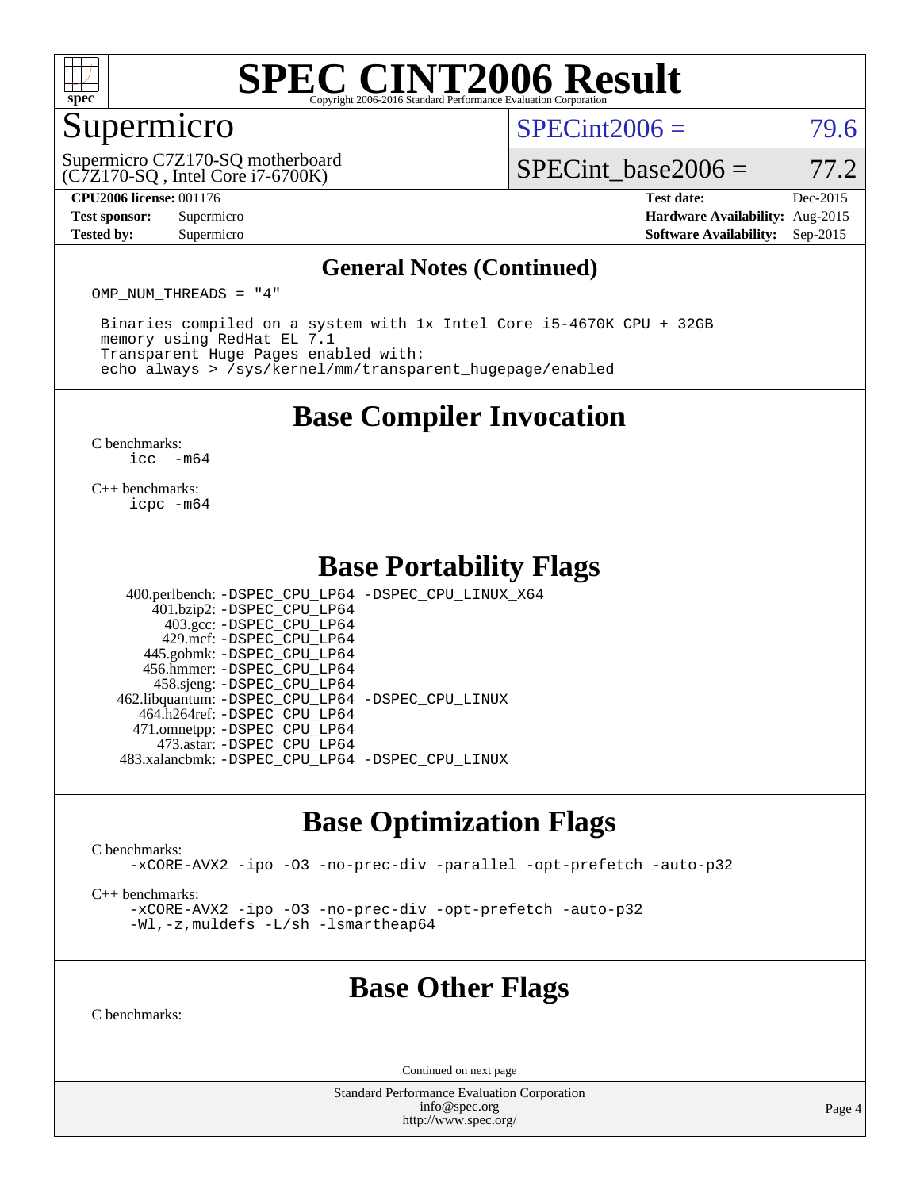# SPEC CINT2006 Result

## Supermicro

Supermicro C7Z170-SQ motherboard
(C7Z170-SQ , Intel Core i7-6700K)

SPECint2006 = 79.6

SPECint_base2006 = 77.2

**CPU2006 license:** 001176
**Test sponsor:** Supermicro
**Tested by:** Supermicro

**Test date:** Dec-2015
**Hardware Availability:** Aug-2015
**Software Availability:** Sep-2015

### General Notes (Continued)

```
OMP_NUM_THREADS = "4"

 Binaries compiled on a system with 1x Intel Core i5-4670K CPU + 32GB
 memory using RedHat EL 7.1
 Transparent Huge Pages enabled with:
 echo always > /sys/kernel/mm/transparent_hugepage/enabled
```

## Base Compiler Invocation

C benchmarks:
```
icc  -m64
```

C++ benchmarks:
```
icpc -m64
```

## Base Portability Flags

| Benchmark | Flags |
|---|---|
| 400.perlbench: | -DSPEC_CPU_LP64 -DSPEC_CPU_LINUX_X64 |
| 401.bzip2: | -DSPEC_CPU_LP64 |
| 403.gcc: | -DSPEC_CPU_LP64 |
| 429.mcf: | -DSPEC_CPU_LP64 |
| 445.gobmk: | -DSPEC_CPU_LP64 |
| 456.hmmer: | -DSPEC_CPU_LP64 |
| 458.sjeng: | -DSPEC_CPU_LP64 |
| 462.libquantum: | -DSPEC_CPU_LP64 -DSPEC_CPU_LINUX |
| 464.h264ref: | -DSPEC_CPU_LP64 |
| 471.omnetpp: | -DSPEC_CPU_LP64 |
| 473.astar: | -DSPEC_CPU_LP64 |
| 483.xalancbmk: | -DSPEC_CPU_LP64 -DSPEC_CPU_LINUX |

## Base Optimization Flags

C benchmarks:
```
-xCORE-AVX2 -ipo -O3 -no-prec-div -parallel -opt-prefetch -auto-p32
```

C++ benchmarks:
```
-xCORE-AVX2 -ipo -O3 -no-prec-div -opt-prefetch -auto-p32
-Wl,-z,muldefs -L/sh -lsmartheap64
```

## Base Other Flags

C benchmarks:

Continued on next page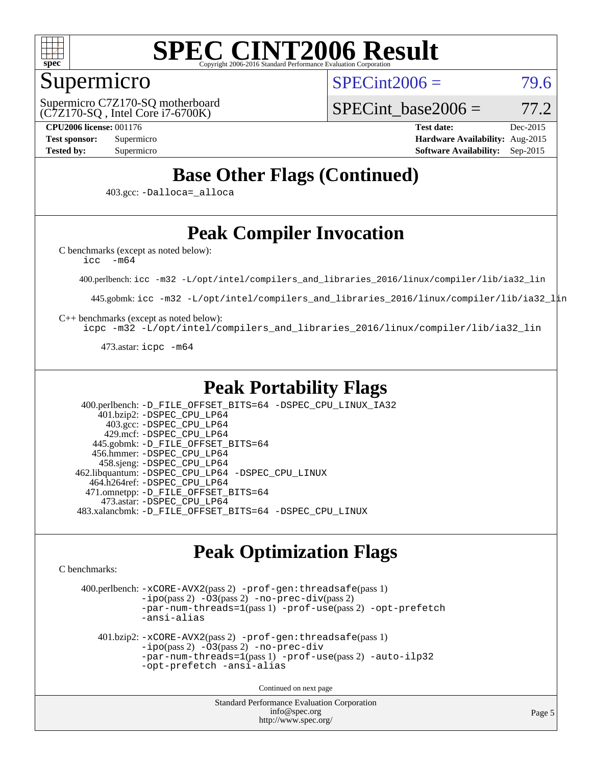# SPEC CINT2006 Result

Copyright 2006-2016 Standard Performance Evaluation Corporation

## Supermicro

Supermicro C7Z170-SQ motherboard (C7Z170-SQ , Intel Core i7-6700K)

SPECint2006 = 79.6

SPECint_base2006 = 77.2

**CPU2006 license:** 001176
**Test sponsor:** Supermicro
**Tested by:** Supermicro

**Test date:** Dec-2015
**Hardware Availability:** Aug-2015
**Software Availability:** Sep-2015

## Base Other Flags (Continued)

403.gcc: `-Dalloca=_alloca`

## Peak Compiler Invocation

C benchmarks (except as noted below):
`icc -m64`

400.perlbench: `icc -m32 -L/opt/intel/compilers_and_libraries_2016/linux/compiler/lib/ia32_lin`

445.gobmk: `icc -m32 -L/opt/intel/compilers_and_libraries_2016/linux/compiler/lib/ia32_lin`

C++ benchmarks (except as noted below):
`icpc -m32 -L/opt/intel/compilers_and_libraries_2016/linux/compiler/lib/ia32_lin`

473.astar: `icpc -m64`

## Peak Portability Flags

400.perlbench: `-D_FILE_OFFSET_BITS=64 -DSPEC_CPU_LINUX_IA32`
401.bzip2: `-DSPEC_CPU_LP64`
403.gcc: `-DSPEC_CPU_LP64`
429.mcf: `-DSPEC_CPU_LP64`
445.gobmk: `-D_FILE_OFFSET_BITS=64`
456.hmmer: `-DSPEC_CPU_LP64`
458.sjeng: `-DSPEC_CPU_LP64`
462.libquantum: `-DSPEC_CPU_LP64 -DSPEC_CPU_LINUX`
464.h264ref: `-DSPEC_CPU_LP64`
471.omnetpp: `-D_FILE_OFFSET_BITS=64`
473.astar: `-DSPEC_CPU_LP64`
483.xalancbmk: `-D_FILE_OFFSET_BITS=64 -DSPEC_CPU_LINUX`

## Peak Optimization Flags

C benchmarks:

400.perlbench: `-xCORE-AVX2`(pass 2) `-prof-gen:threadsafe`(pass 1) `-ipo`(pass 2) `-O3`(pass 2) `-no-prec-div`(pass 2) `-par-num-threads=1`(pass 1) `-prof-use`(pass 2) `-opt-prefetch` `-ansi-alias`

401.bzip2: `-xCORE-AVX2`(pass 2) `-prof-gen:threadsafe`(pass 1) `-ipo`(pass 2) `-O3`(pass 2) `-no-prec-div` `-par-num-threads=1`(pass 1) `-prof-use`(pass 2) `-auto-ilp32` `-opt-prefetch` `-ansi-alias`

Continued on next page

Standard Performance Evaluation Corporation
info@spec.org
http://www.spec.org/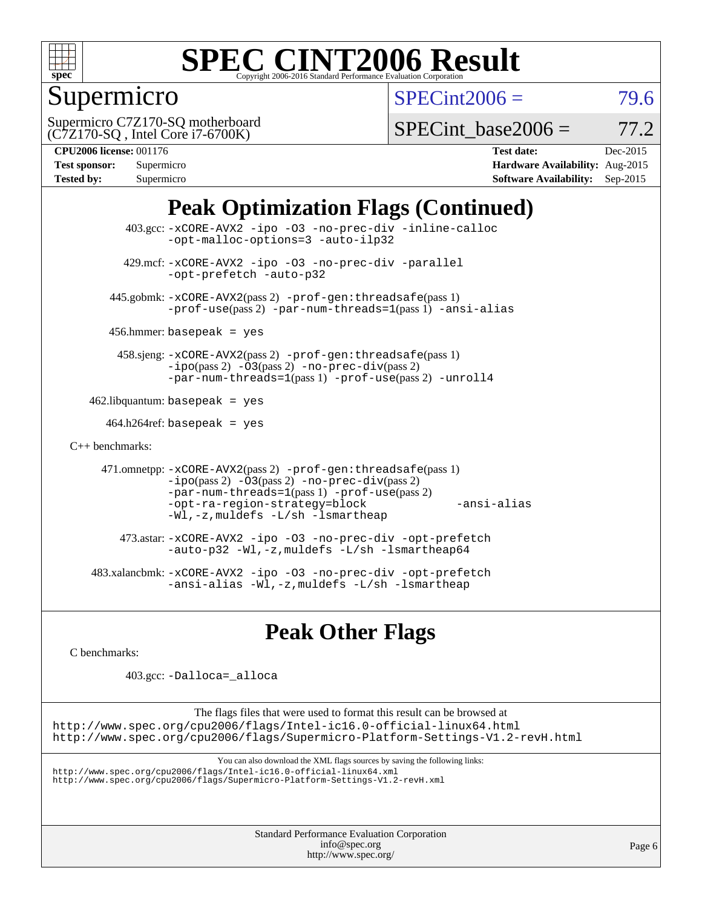# SPEC CINT2006 Result

Copyright 2006-2016 Standard Performance Evaluation Corporation

## Supermicro

Supermicro C7Z170-SQ motherboard (C7Z170-SQ , Intel Core i7-6700K)

SPECint2006 = 79.6

SPECint_base2006 = 77.2

| | | | |
|---|---|---|---|
| **CPU2006 license:** 001176 | | **Test date:** | Dec-2015 |
| **Test sponsor:** | Supermicro | **Hardware Availability:** | Aug-2015 |
| **Tested by:** | Supermicro | **Software Availability:** | Sep-2015 |

## Peak Optimization Flags (Continued)

403.gcc: `-xCORE-AVX2 -ipo -O3 -no-prec-div -inline-calloc -opt-malloc-options=3 -auto-ilp32`

429.mcf: `-xCORE-AVX2 -ipo -O3 -no-prec-div -parallel -opt-prefetch -auto-p32`

445.gobmk: `-xCORE-AVX2`(pass 2) `-prof-gen:threadsafe`(pass 1) `-prof-use`(pass 2) `-par-num-threads=1`(pass 1) `-ansi-alias`

456.hmmer: `basepeak = yes`

458.sjeng: `-xCORE-AVX2`(pass 2) `-prof-gen:threadsafe`(pass 1) `-ipo`(pass 2) `-O3`(pass 2) `-no-prec-div`(pass 2) `-par-num-threads=1`(pass 1) `-prof-use`(pass 2) `-unroll4`

462.libquantum: `basepeak = yes`

464.h264ref: `basepeak = yes`

C++ benchmarks:

471.omnetpp: `-xCORE-AVX2`(pass 2) `-prof-gen:threadsafe`(pass 1) `-ipo`(pass 2) `-O3`(pass 2) `-no-prec-div`(pass 2) `-par-num-threads=1`(pass 1) `-prof-use`(pass 2) `-opt-ra-region-strategy=block -ansi-alias -Wl,-z,muldefs -L/sh -lsmartheap`

473.astar: `-xCORE-AVX2 -ipo -O3 -no-prec-div -opt-prefetch -auto-p32 -Wl,-z,muldefs -L/sh -lsmartheap64`

483.xalancbmk: `-xCORE-AVX2 -ipo -O3 -no-prec-div -opt-prefetch -ansi-alias -Wl,-z,muldefs -L/sh -lsmartheap`

## Peak Other Flags

C benchmarks:

403.gcc: `-Dalloca=_alloca`

The flags files that were used to format this result can be browsed at
http://www.spec.org/cpu2006/flags/Intel-ic16.0-official-linux64.html
http://www.spec.org/cpu2006/flags/Supermicro-Platform-Settings-V1.2-revH.html

You can also download the XML flags sources by saving the following links:
http://www.spec.org/cpu2006/flags/Intel-ic16.0-official-linux64.xml
http://www.spec.org/cpu2006/flags/Supermicro-Platform-Settings-V1.2-revH.xml

Standard Performance Evaluation Corporation
info@spec.org
http://www.spec.org/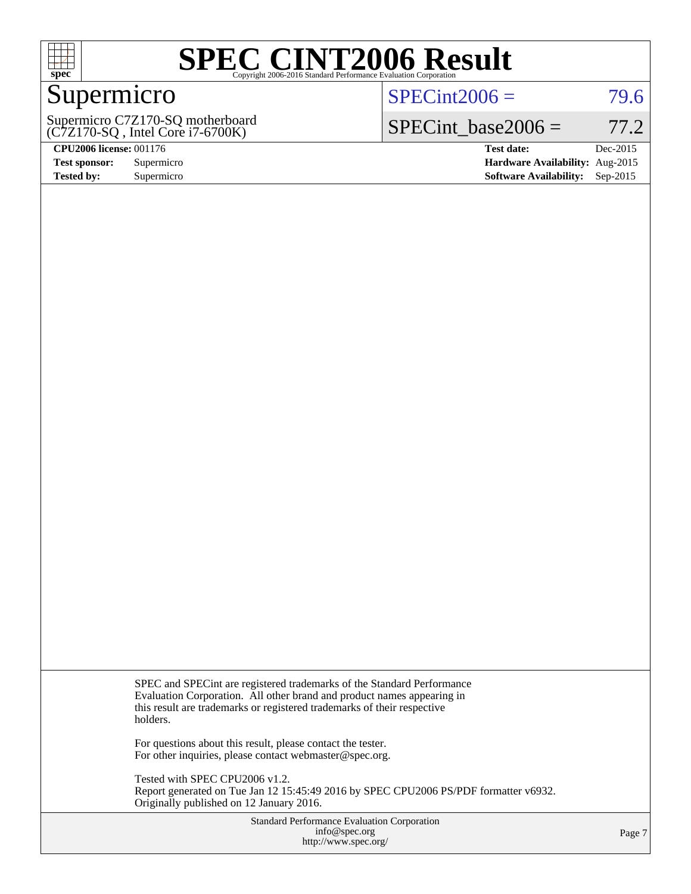# SPEC CINT2006 Result

Copyright 2006-2016 Standard Performance Evaluation Corporation

## Supermicro

Supermicro C7Z170-SQ motherboard
(C7Z170-SQ , Intel Core i7-6700K)

SPECint2006 = 79.6

SPECint_base2006 = 77.2

**CPU2006 license:** 001176
**Test sponsor:** Supermicro
**Tested by:** Supermicro

**Test date:** Dec-2015
**Hardware Availability:** Aug-2015
**Software Availability:** Sep-2015

SPEC and SPECint are registered trademarks of the Standard Performance Evaluation Corporation. All other brand and product names appearing in this result are trademarks or registered trademarks of their respective holders.

For questions about this result, please contact the tester.
For other inquiries, please contact webmaster@spec.org.

Tested with SPEC CPU2006 v1.2.
Report generated on Tue Jan 12 15:45:49 2016 by SPEC CPU2006 PS/PDF formatter v6932.
Originally published on 12 January 2016.

Standard Performance Evaluation Corporation
info@spec.org
http://www.spec.org/